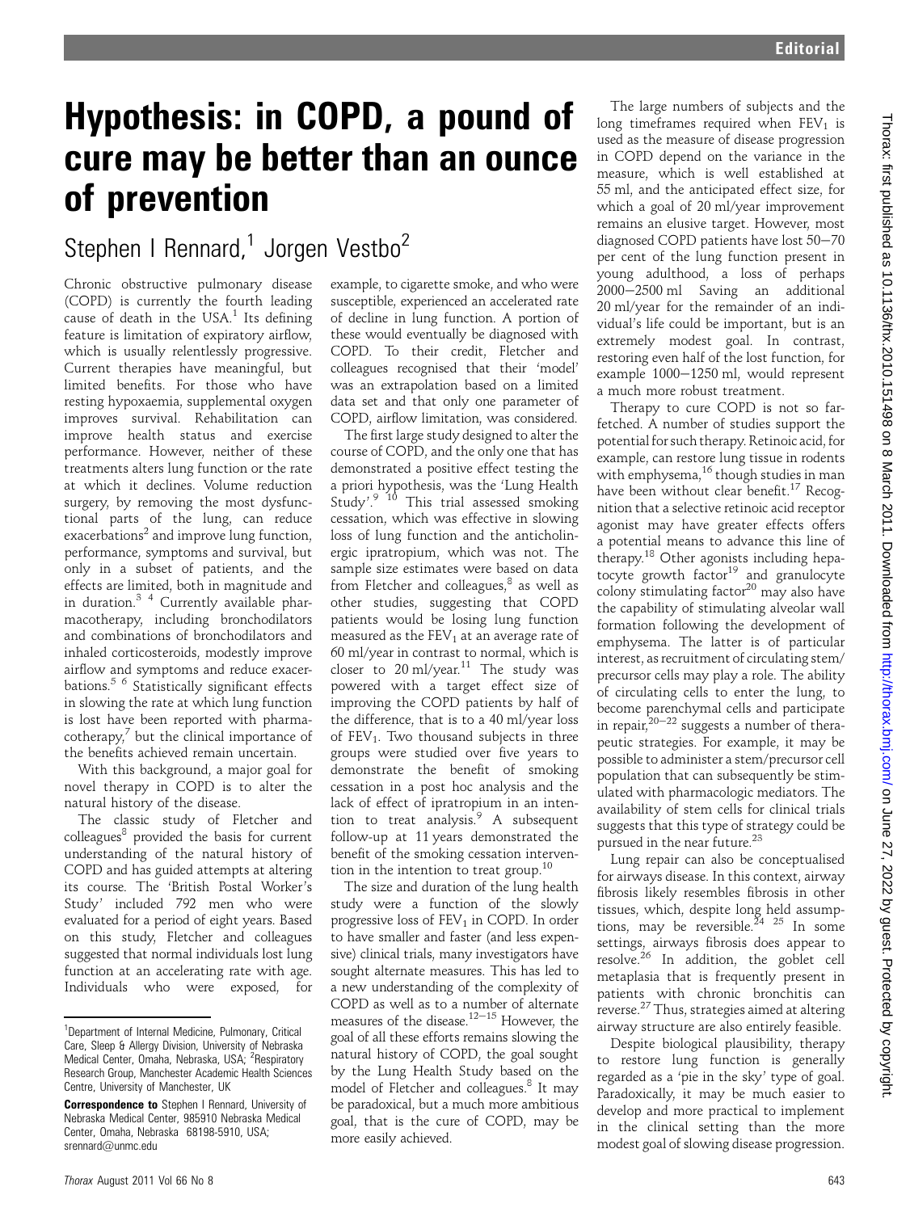# Hypothesis: in COPD, a pound of cure may be better than an ounce of prevention

Stephen I Rennard,[1] Jorgen Vestbo[2]

Chronic obstructive pulmonary disease (COPD) is currently the fourth leading cause of death in the USA.[1] Its defining feature is limitation of expiratory airflow, which is usually relentlessly progressive. Current therapies have meaningful, but limited benefits. For those who have resting hypoxaemia, supplemental oxygen improves survival. Rehabilitation can improve health status and exercise performance. However, neither of these treatments alters lung function or the rate at which it declines. Volume reduction surgery, by removing the most dysfunctional parts of the lung, can reduce exacerbations[2] and improve lung function, performance, symptoms and survival, but only in a subset of patients, and the effects are limited, both in magnitude and in duration.[3 4] Currently available pharmacotherapy, including bronchodilators and combinations of bronchodilators and inhaled corticosteroids, modestly improve airflow and symptoms and reduce exacerbations.[5 6] Statistically significant effects in slowing the rate at which lung function is lost have been reported with pharmacotherapy,[7] but the clinical importance of the benefits achieved remain uncertain.

With this background, a major goal for novel therapy in COPD is to alter the natural history of the disease.

The classic study of Fletcher and colleagues[8] provided the basis for current understanding of the natural history of COPD and has guided attempts at altering its course. The 'British Postal Worker's Study' included 792 men who were evaluated for a period of eight years. Based on this study, Fletcher and colleagues suggested that normal individuals lost lung function at an accelerating rate with age. Individuals who were exposed, for example, to cigarette smoke, and who were susceptible, experienced an accelerated rate of decline in lung function. A portion of these would eventually be diagnosed with COPD. To their credit, Fletcher and colleagues recognised that their 'model' was an extrapolation based on a limited data set and that only one parameter of COPD, airflow limitation, was considered.

The first large study designed to alter the course of COPD, and the only one that has demonstrated a positive effect testing the a priori hypothesis, was the 'Lung Health Study'.[9 10] This trial assessed smoking cessation, which was effective in slowing loss of lung function and the anticholinergic ipratropium, which was not. The sample size estimates were based on data from Fletcher and colleagues,[8] as well as other studies, suggesting that COPD patients would be losing lung function measured as the $FEV_1$ at an average rate of 60 ml/year in contrast to normal, which is closer to 20 ml/year.[11] The study was powered with a target effect size of improving the COPD patients by half of the difference, that is to a 40 ml/year loss of $FEV_1$. Two thousand subjects in three groups were studied over five years to demonstrate the benefit of smoking cessation in a post hoc analysis and the lack of effect of ipratropium in an intention to treat analysis.[9] A subsequent follow-up at 11 years demonstrated the benefit of the smoking cessation intervention in the intention to treat group.[10]

The size and duration of the lung health study were a function of the slowly progressive loss of $FEV_1$ in COPD. In order to have smaller and faster (and less expensive) clinical trials, many investigators have sought alternate measures. This has led to a new understanding of the complexity of COPD as well as to a number of alternate measures of the disease.[12–15] However, the goal of all these efforts remains slowing the natural history of COPD, the goal sought by the Lung Health Study based on the model of Fletcher and colleagues.[8] It may be paradoxical, but a much more ambitious goal, that is the cure of COPD, may be more easily achieved.

The large numbers of subjects and the long timeframes required when $FEV_1$ is used as the measure of disease progression in COPD depend on the variance in the measure, which is well established at 55 ml, and the anticipated effect size, for which a goal of 20 ml/year improvement remains an elusive target. However, most diagnosed COPD patients have lost 50–70 per cent of the lung function present in young adulthood, a loss of perhaps 2000–2500 ml Saving an additional 20 ml/year for the remainder of an individual's life could be important, but is an extremely modest goal. In contrast, restoring even half of the lost function, for example 1000–1250 ml, would represent a much more robust treatment.

Therapy to cure COPD is not so far-fetched. A number of studies support the potential for such therapy. Retinoic acid, for example, can restore lung tissue in rodents with emphysema,[16] though studies in man have been without clear benefit.[17] Recognition that a selective retinoic acid receptor agonist may have greater effects offers a potential means to advance this line of therapy.[18] Other agonists including hepatocyte growth factor[19] and granulocyte colony stimulating factor[20] may also have the capability of stimulating alveolar wall formation following the development of emphysema. The latter is of particular interest, as recruitment of circulating stem/precursor cells may play a role. The ability of circulating cells to enter the lung, to become parenchymal cells and participate in repair,[20–22] suggests a number of therapeutic strategies. For example, it may be possible to administer a stem/precursor cell population that can subsequently be stimulated with pharmacologic mediators. The availability of stem cells for clinical trials suggests that this type of strategy could be pursued in the near future.[23]

Lung repair can also be conceptualised for airways disease. In this context, airway fibrosis likely resembles fibrosis in other tissues, which, despite long held assumptions, may be reversible.[24 25] In some settings, airways fibrosis does appear to resolve.[26] In addition, the goblet cell metaplasia that is frequently present in patients with chronic bronchitis can reverse.[27] Thus, strategies aimed at altering airway structure are also entirely feasible.

Despite biological plausibility, therapy to restore lung function is generally regarded as a 'pie in the sky' type of goal. Paradoxically, it may be much easier to develop and more practical to implement in the clinical setting than the more modest goal of slowing disease progression.

---

[1]Department of Internal Medicine, Pulmonary, Critical Care, Sleep & Allergy Division, University of Nebraska Medical Center, Omaha, Nebraska, USA; [2]Respiratory Research Group, Manchester Academic Health Sciences Centre, University of Manchester, UK

**Correspondence to** Stephen I Rennard, University of Nebraska Medical Center, 985910 Nebraska Medical Center, Omaha, Nebraska 68198-5910, USA; srennard@unmc.edu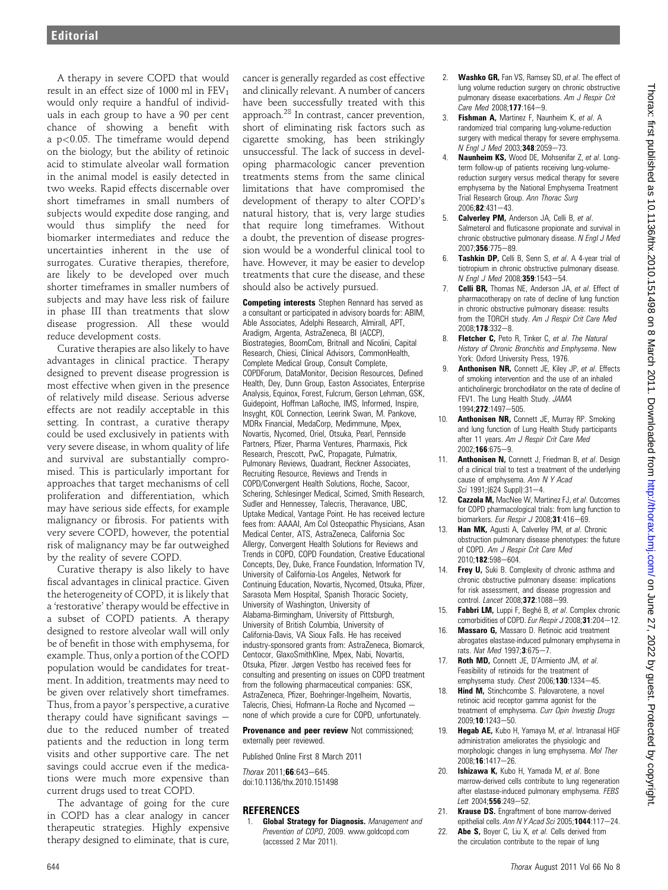A therapy in severe COPD that would result in an effect size of 1000 ml in $FEV_1$ would only require a handful of individuals in each group to have a 90 per cent chance of showing a benefit with a $p<0.05$. The timeframe would depend on the biology, but the ability of retinoic acid to stimulate alveolar wall formation in the animal model is easily detected in two weeks. Rapid effects discernable over short timeframes in small numbers of subjects would expedite dose ranging, and would thus simplify the need for biomarker intermediates and reduce the uncertainties inherent in the use of surrogates. Curative therapies, therefore, are likely to be developed over much shorter timeframes in smaller numbers of subjects and may have less risk of failure in phase III than treatments that slow disease progression. All these would reduce development costs.

Curative therapies are also likely to have advantages in clinical practice. Therapy designed to prevent disease progression is most effective when given in the presence of relatively mild disease. Serious adverse effects are not readily acceptable in this setting. In contrast, a curative therapy could be used exclusively in patients with very severe disease, in whom quality of life and survival are substantially compromised. This is particularly important for approaches that target mechanisms of cell proliferation and differentiation, which may have serious side effects, for example malignancy or fibrosis. For patients with very severe COPD, however, the potential risk of malignancy may be far outweighed by the reality of severe COPD.

Curative therapy is also likely to have fiscal advantages in clinical practice. Given the heterogeneity of COPD, it is likely that a 'restorative' therapy would be effective in a subset of COPD patients. A therapy designed to restore alveolar wall will only be of benefit in those with emphysema, for example. Thus, only a portion of the COPD population would be candidates for treatment. In addition, treatments may need to be given over relatively short timeframes. Thus, from a payor's perspective, a curative therapy could have significant savings — due to the reduced number of treated patients and the reduction in long term visits and other supportive care. The net savings could accrue even if the medications were much more expensive than current drugs used to treat COPD.

The advantage of going for the cure in COPD has a clear analogy in cancer therapeutic strategies. Highly expensive therapy designed to eliminate, that is cure, cancer is generally regarded as cost effective and clinically relevant. A number of cancers have been successfully treated with this approach.[28] In contrast, cancer prevention, short of eliminating risk factors such as cigarette smoking, has been strikingly unsuccessful. The lack of success in developing pharmacologic cancer prevention treatments stems from the same clinical limitations that have compromised the development of therapy to alter COPD's natural history, that is, very large studies that require long timeframes. Without a doubt, the prevention of disease progression would be a wonderful clinical tool to have. However, it may be easier to develop treatments that cure the disease, and these should also be actively pursued.

**Competing interests** Stephen Rennard has served as a consultant or participated in advisory boards for: ABIM, Able Associates, Adelphi Research, Almirall, APT, Aradigm, Argenta, AstraZeneca, BI (ACCP), Biostrategies, BoomCom, Britnall and Nicolini, Capital Research, Chiesi, Clinical Advisors, CommonHealth, Complete Medical Group, Consult Complete, COPDForum, DataMonitor, Decision Resources, Defined Health, Dey, Dunn Group, Easton Associates, Enterprise Analysis, Equinox, Forest, Fulcrum, Gerson Lehman, GSK, Guidepoint, Hoffman LaRoche, IMS, Informed, Inspire, Insyght, KOL Connection, Leerink Swan, M. Pankove, MDRx Financial, MedaCorp, Medimmune, Mpex, Novartis, Nycomed, Oriel, Otsuka, Pearl, Pennside Partners, Pfizer, Pharma Ventures, Pharmaxis, Pick Research, Prescott, PwC, Propagate, Pulmatrix, Pulmonary Reviews, Quadrant, Reckner Associates, Recruiting Resource, Reviews and Trends in COPD/Convergent Health Solutions, Roche, Sacoor, Schering, Schlesinger Medical, Scimed, Smith Research, Sudler and Hennessey, Talecris, Theravance, UBC, Uptake Medical, Vantage Point. He has received lecture fees from: AAAAI, Am Col Osteopathic Physicians, Asan Medical Center, ATS, AstraZeneca, California Soc Allergy, Convergent Health Solutions for Reviews and Trends in COPD, COPD Foundation, Creative Educational Concepts, Dey, Duke, France Foundation, Information TV, University of California-Los Angeles, Network for Continuing Education, Novartis, Nycomed, Otsuka, Pfizer, Sarasota Mem Hospital, Spanish Thoracic Society, University of Washington, University of Alabama-Birmingham, University of Pittsburgh, University of British Columbia, University of California-Davis, VA Sioux Falls. He has received industry-sponsored grants from: AstraZeneca, Biomarck, Centocor, GlaxoSmithKline, Mpex, Nabi, Novartis, Otsuka, Pfizer. Jørgen Vestbo has received fees for consulting and presenting on issues on COPD treatment from the following pharmaceutical companies: GSK, AstraZeneca, Pfizer, Boehringer-Ingelheim, Novartis, Talecris, Chiesi, Hofmann-La Roche and Nycomed — none of which provide a cure for COPD, unfortunately.

**Provenance and peer review** Not commissioned; externally peer reviewed.

Published Online First 8 March 2011

*Thorax* 2011;**66**:643—645. doi:10.1136/thx.2010.151498

## REFERENCES

1. **Global Strategy for Diagnosis.** *Management and Prevention of COPD*, 2009. www.goldcopd.com (accessed 2 Mar 2011).
2. **Washko GR,** Fan VS, Ramsey SD, *et al*. The effect of lung volume reduction surgery on chronic obstructive pulmonary disease exacerbations. *Am J Respir Crit Care Med* 2008;**177**:164—9.
3. **Fishman A,** Martinez F, Naunheim K, *et al*. A randomized trial comparing lung-volume-reduction surgery with medical therapy for severe emphysema. *N Engl J Med* 2003;**348**:2059—73.
4. **Naunheim KS,** Wood DE, Mohsenifar Z, *et al*. Long-term follow-up of patients receiving lung-volume-reduction surgery versus medical therapy for severe emphysema by the National Emphysema Treatment Trial Research Group. *Ann Thorac Surg* 2006;**82**:431—43.
5. **Calverley PM,** Anderson JA, Celli B, *et al*. Salmeterol and fluticasone propionate and survival in chronic obstructive pulmonary disease. *N Engl J Med* 2007;**356**:775—89.
6. **Tashkin DP,** Celli B, Senn S, *et al*. A 4-year trial of tiotropium in chronic obstructive pulmonary disease. *N Engl J Med* 2008;**359**:1543—54.
7. **Celli BR,** Thomas NE, Anderson JA, *et al*. Effect of pharmacotherapy on rate of decline of lung function in chronic obstructive pulmonary disease: results from the TORCH study. *Am J Respir Crit Care Med* 2008;**178**:332—8.
8. **Fletcher C,** Peto R, Tinker C, *et al*. *The Natural History of Chronic Bronchitis and Emphysema*. New York: Oxford University Press, 1976.
9. **Anthonisen NR,** Connett JE, Kiley JP, *et al*. Effects of smoking intervention and the use of an inhaled anticholinergic bronchodilator on the rate of decline of FEV1. The Lung Health Study. *JAMA* 1994;**272**:1497—505.
10. **Anthonisen NR,** Connett JE, Murray RP. Smoking and lung function of Lung Health Study participants after 11 years. *Am J Respir Crit Care Med* 2002;**166**:675—9.
11. **Anthonisen N,** Connett J, Friedman B, *et al*. Design of a clinical trial to test a treatment of the underlying cause of emphysema. *Ann N Y Acad Sci* 1991;(624 Suppl):31—4.
12. **Cazzola M,** MacNee W, Martinez FJ, *et al*. Outcomes for COPD pharmacological trials: from lung function to biomarkers. *Eur Respir J* 2008;**31**:416—69.
13. **Han MK,** Agusti A, Calverley PM, *et al*. Chronic obstruction pulmonary disease phenotypes: the future of COPD. *Am J Respir Crit Care Med* 2010;**182**:598—604.
14. **Frey U,** Suki B. Complexity of chronic asthma and chronic obstructive pulmonary disease: implications for risk assessment, and disease progression and control. *Lancet* 2008;**372**:1088—99.
15. **Fabbri LM,** Luppi F, Beghé B, *et al*. Complex chronic comorbidities of COPD. *Eur Respir J* 2008;**31**:204—12.
16. **Massaro G,** Massaro D. Retinoic acid treatment abrogates elastase-induced pulmonary emphysema in rats. *Nat Med* 1997;**3**:675—7.
17. **Roth MD,** Connett JE, D'Armiento JM, *et al*. Feasibility of retinoids for the treatment of emphysema study. *Chest* 2006;**130**:1334—45.
18. **Hind M,** Stinchcombe S. Palovarotene, a novel retinoic acid receptor gamma agonist for the treatment of emphysema. *Curr Opin Investig Drugs* 2009;**10**:1243—50.
19. **Hegab AE,** Kubo H, Yamaya M, *et al*. Intranasal HGF administration ameliorates the physiologic and morphologic changes in lung emphysema. *Mol Ther* 2008;**16**:1417—26.
20. **Ishizawa K,** Kubo H, Yamada M, *et al*. Bone marrow-derived cells contribute to lung regeneration after elastase-induced pulmonary emphysema. *FEBS Lett* 2004;**556**:249—52.
21. **Krause DS.** Engraftment of bone marrow-derived epithelial cells. *Ann N Y Acad Sci* 2005;**1044**:117—24.
22. **Abe S,** Boyer C, Liu X, *et al*. Cells derived from the circulation contribute to the repair of lung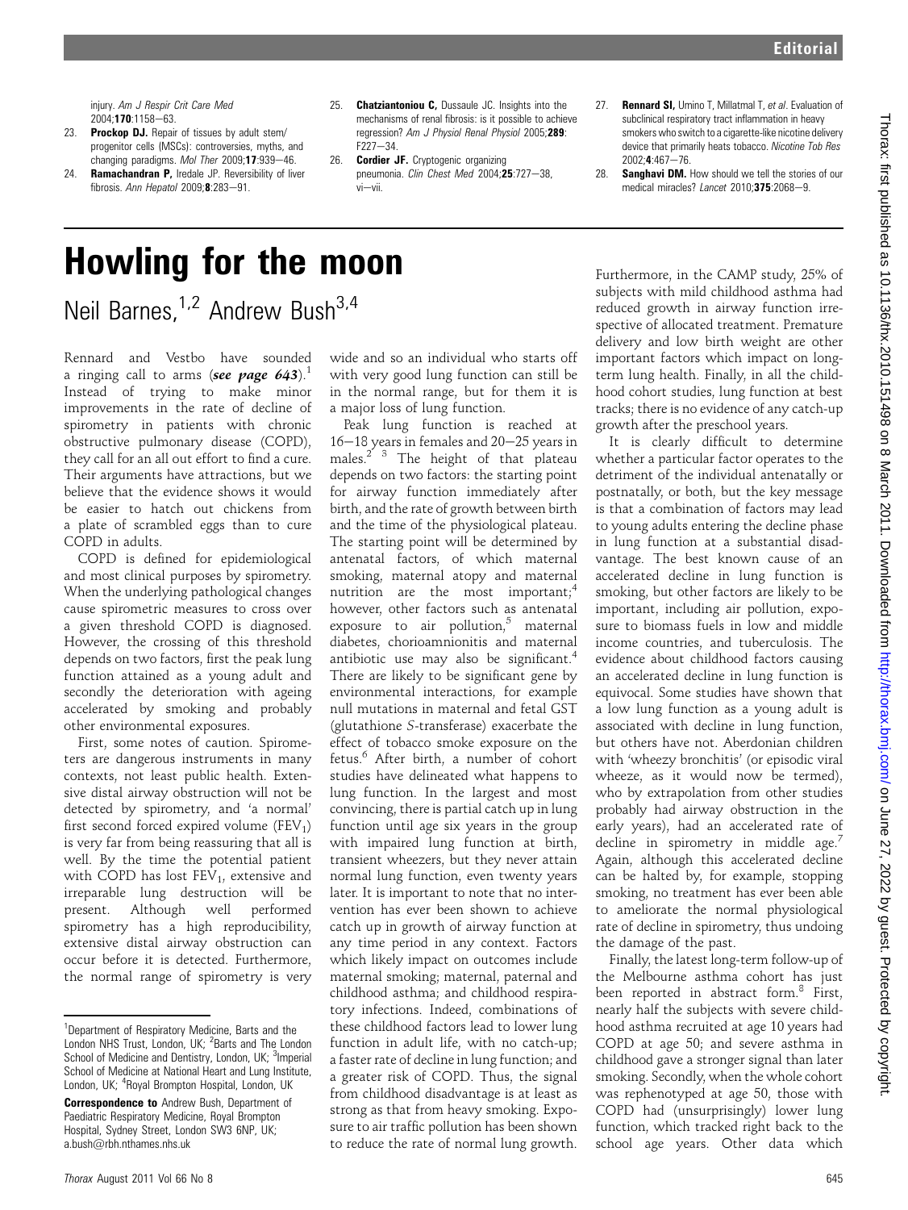injury. *Am J Respir Crit Care Med* 2004;**170**:1158–63.

23. **Prockop DJ.** Repair of tissues by adult stem/progenitor cells (MSCs): controversies, myths, and changing paradigms. *Mol Ther* 2009;**17**:939–46.
24. **Ramachandran P,** Iredale JP. Reversibility of liver fibrosis. *Ann Hepatol* 2009;**8**:283–91.
25. **Chatziantoniou C,** Dussaule JC. Insights into the mechanisms of renal fibrosis: is it possible to achieve regression? *Am J Physiol Renal Physiol* 2005;**289**: F227–34.
26. **Cordier JF.** Cryptogenic organizing pneumonia. *Clin Chest Med* 2004;**25**:727–38, vi–vii.
27. **Rennard SI,** Umino T, Millatmal T, *et al*. Evaluation of subclinical respiratory tract inflammation in heavy smokers who switch to a cigarette-like nicotine delivery device that primarily heats tobacco. *Nicotine Tob Res* 2002;**4**:467–76.
28. **Sanghavi DM.** How should we tell the stories of our medical miracles? *Lancet* 2010;**375**:2068–9.

# Howling for the moon

Neil Barnes,[1,2] Andrew Bush[3,4]

Rennard and Vestbo have sounded a ringing call to arms (***see page 643***).[1] Instead of trying to make minor improvements in the rate of decline of spirometry in patients with chronic obstructive pulmonary disease (COPD), they call for an all out effort to find a cure. Their arguments have attractions, but we believe that the evidence shows it would be easier to hatch out chickens from a plate of scrambled eggs than to cure COPD in adults.

COPD is defined for epidemiological and most clinical purposes by spirometry. When the underlying pathological changes cause spirometric measures to cross over a given threshold COPD is diagnosed. However, the crossing of this threshold depends on two factors, first the peak lung function attained as a young adult and secondly the deterioration with ageing accelerated by smoking and probably other environmental exposures.

First, some notes of caution. Spirometers are dangerous instruments in many contexts, not least public health. Extensive distal airway obstruction will not be detected by spirometry, and 'a normal' first second forced expired volume ($FEV_1$) is very far from being reassuring that all is well. By the time the potential patient with COPD has lost $FEV_1$, extensive and irreparable lung destruction will be present. Although well performed spirometry has a high reproducibility, extensive distal airway obstruction can occur before it is detected. Furthermore, the normal range of spirometry is very wide and so an individual who starts off with very good lung function can still be in the normal range, but for them it is a major loss of lung function.

Peak lung function is reached at 16–18 years in females and 20–25 years in males.[2,3] The height of that plateau depends on two factors: the starting point for airway function immediately after birth, and the rate of growth between birth and the time of the physiological plateau. The starting point will be determined by antenatal factors, of which maternal smoking, maternal atopy and maternal nutrition are the most important;[4] however, other factors such as antenatal exposure to air pollution,[5] maternal diabetes, chorioamnionitis and maternal antibiotic use may also be significant.[4] There are likely to be significant gene by environmental interactions, for example null mutations in maternal and fetal GST (glutathione *S*-transferase) exacerbate the effect of tobacco smoke exposure on the fetus.[6] After birth, a number of cohort studies have delineated what happens to lung function. In the largest and most convincing, there is partial catch up in lung function until age six years in the group with impaired lung function at birth, transient wheezers, but they never attain normal lung function, even twenty years later. It is important to note that no intervention has ever been shown to achieve catch up in growth of airway function at any time period in any context. Factors which likely impact on outcomes include maternal smoking; maternal, paternal and childhood asthma; and childhood respiratory infections. Indeed, combinations of these childhood factors lead to lower lung function in adult life, with no catch-up; a faster rate of decline in lung function; and a greater risk of COPD. Thus, the signal from childhood disadvantage is at least as strong as that from heavy smoking. Exposure to air traffic pollution has been shown to reduce the rate of normal lung growth. Furthermore, in the CAMP study, 25% of subjects with mild childhood asthma had reduced growth in airway function irrespective of allocated treatment. Premature delivery and low birth weight are other important factors which impact on long-term lung health. Finally, in all the childhood cohort studies, lung function at best tracks; there is no evidence of any catch-up growth after the preschool years.

It is clearly difficult to determine whether a particular factor operates to the detriment of the individual antenatally or postnatally, or both, but the key message is that a combination of factors may lead to young adults entering the decline phase in lung function at a substantial disadvantage. The best known cause of an accelerated decline in lung function is smoking, but other factors are likely to be important, including air pollution, exposure to biomass fuels in low and middle income countries, and tuberculosis. The evidence about childhood factors causing an accelerated decline in lung function is equivocal. Some studies have shown that a low lung function as a young adult is associated with decline in lung function, but others have not. Aberdonian children with 'wheezy bronchitis' (or episodic viral wheeze, as it would now be termed), who by extrapolation from other studies probably had airway obstruction in the early years), had an accelerated rate of decline in spirometry in middle age.[7] Again, although this accelerated decline can be halted by, for example, stopping smoking, no treatment has ever been able to ameliorate the normal physiological rate of decline in spirometry, thus undoing the damage of the past.

Finally, the latest long-term follow-up of the Melbourne asthma cohort has just been reported in abstract form.[8] First, nearly half the subjects with severe childhood asthma recruited at age 10 years had COPD at age 50; and severe asthma in childhood gave a stronger signal than later smoking. Secondly, when the whole cohort was rephenotyped at age 50, those with COPD had (unsurprisingly) lower lung function, which tracked right back to the school age years. Other data which

---

[1]Department of Respiratory Medicine, Barts and the London NHS Trust, London, UK; [2]Barts and The London School of Medicine and Dentistry, London, UK; [3]Imperial School of Medicine at National Heart and Lung Institute, London, UK; [4]Royal Brompton Hospital, London, UK

**Correspondence to** Andrew Bush, Department of Paediatric Respiratory Medicine, Royal Brompton Hospital, Sydney Street, London SW3 6NP, UK; a.bush@rbh.nthames.nhs.uk